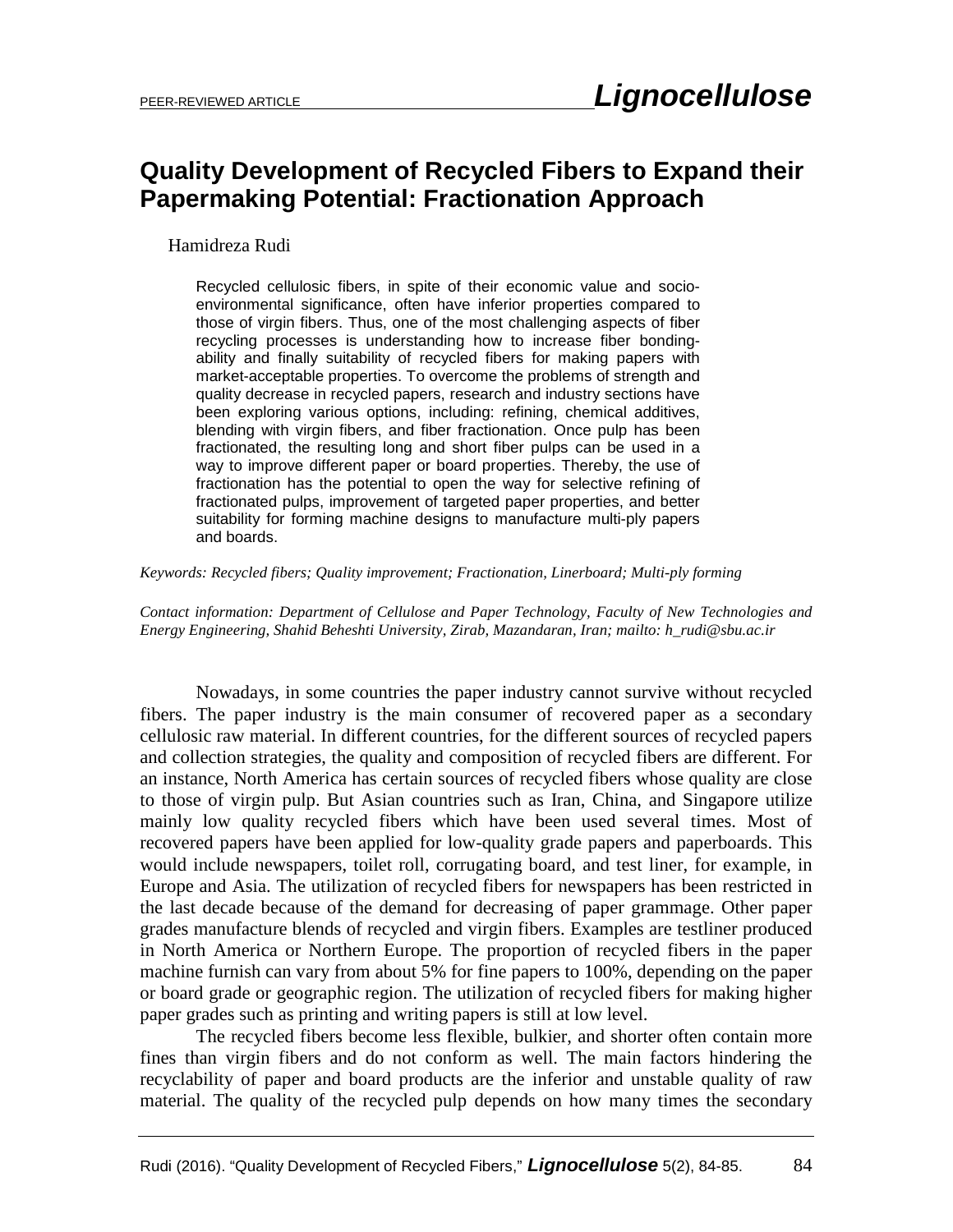PEER-REVIEWED ARTICLE

# Quality Development of Recycled Fibers to Expand their Papermaking Potential: Fractionation Approach

Hamidreza Rudi

Recycled cellulosic fibers, in spite of their economic value and socio-environmental significance, often have inferior properties compared to those of virgin fibers. Thus, one of the most challenging aspects of fiber recycling processes is understanding how to increase fiber bonding-ability and finally suitability of recycled fibers for making papers with market-acceptable properties. To overcome the problems of strength and quality decrease in recycled papers, research and industry sections have been exploring various options, including: refining, chemical additives, blending with virgin fibers, and fiber fractionation. Once pulp has been fractionated, the resulting long and short fiber pulps can be used in a way to improve different paper or board properties. Thereby, the use of fractionation has the potential to open the way for selective refining of fractionated pulps, improvement of targeted paper properties, and better suitability for forming machine designs to manufacture multi-ply papers and boards.

*Keywords: Recycled fibers; Quality improvement; Fractionation, Linerboard; Multi-ply forming*

*Contact information: Department of Cellulose and Paper Technology, Faculty of New Technologies and Energy Engineering, Shahid Beheshti University, Zirab, Mazandaran, Iran; mailto: h_rudi@sbu.ac.ir*

Nowadays, in some countries the paper industry cannot survive without recycled fibers. The paper industry is the main consumer of recovered paper as a secondary cellulosic raw material. In different countries, for the different sources of recycled papers and collection strategies, the quality and composition of recycled fibers are different. For an instance, North America has certain sources of recycled fibers whose quality are close to those of virgin pulp. But Asian countries such as Iran, China, and Singapore utilize mainly low quality recycled fibers which have been used several times. Most of recovered papers have been applied for low-quality grade papers and paperboards. This would include newspapers, toilet roll, corrugating board, and test liner, for example, in Europe and Asia. The utilization of recycled fibers for newspapers has been restricted in the last decade because of the demand for decreasing of paper grammage. Other paper grades manufacture blends of recycled and virgin fibers. Examples are testliner produced in North America or Northern Europe. The proportion of recycled fibers in the paper machine furnish can vary from about 5% for fine papers to 100%, depending on the paper or board grade or geographic region. The utilization of recycled fibers for making higher paper grades such as printing and writing papers is still at low level.

The recycled fibers become less flexible, bulkier, and shorter often contain more fines than virgin fibers and do not conform as well. The main factors hindering the recyclability of paper and board products are the inferior and unstable quality of raw material. The quality of the recycled pulp depends on how many times the secondary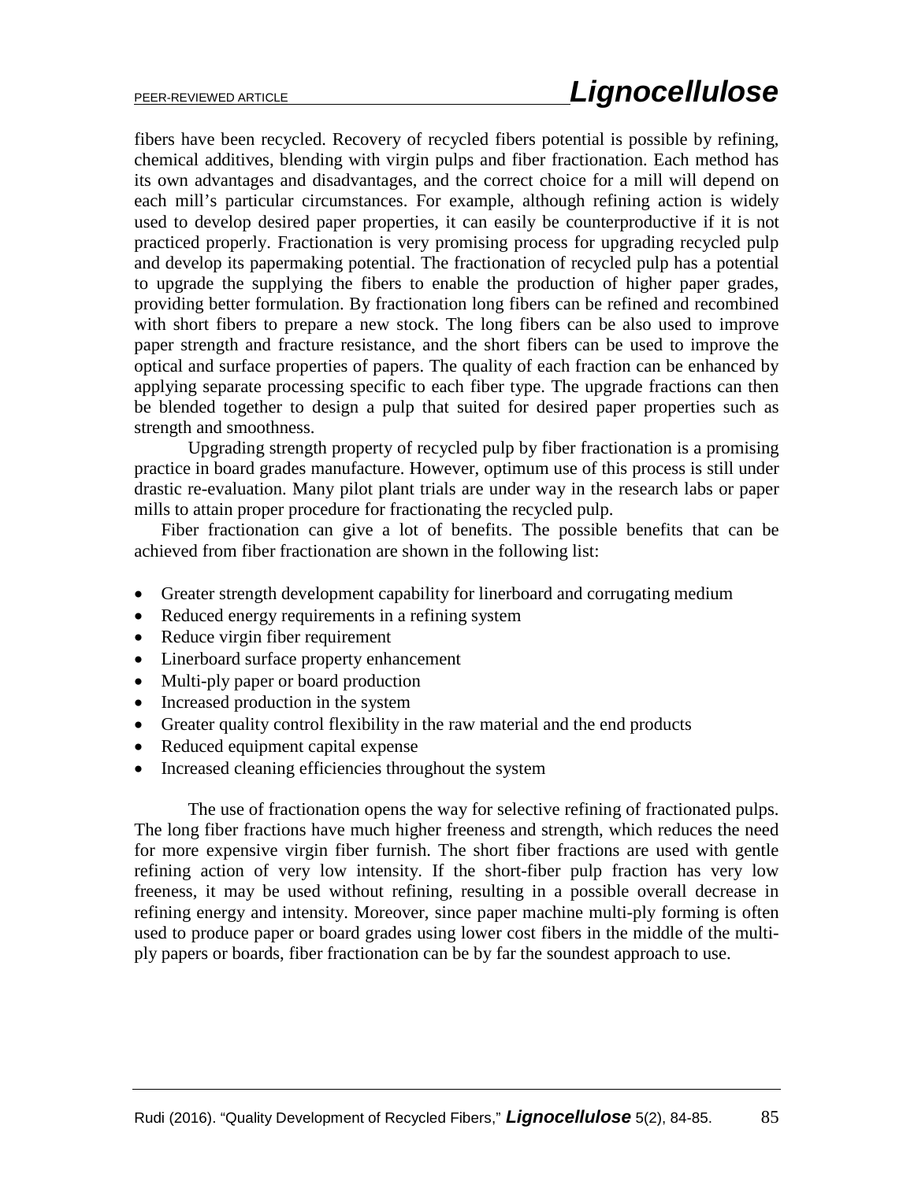fibers have been recycled. Recovery of recycled fibers potential is possible by refining, chemical additives, blending with virgin pulps and fiber fractionation. Each method has its own advantages and disadvantages, and the correct choice for a mill will depend on each mill's particular circumstances. For example, although refining action is widely used to develop desired paper properties, it can easily be counterproductive if it is not practiced properly. Fractionation is very promising process for upgrading recycled pulp and develop its papermaking potential. The fractionation of recycled pulp has a potential to upgrade the supplying the fibers to enable the production of higher paper grades, providing better formulation. By fractionation long fibers can be refined and recombined with short fibers to prepare a new stock. The long fibers can be also used to improve paper strength and fracture resistance, and the short fibers can be used to improve the optical and surface properties of papers. The quality of each fraction can be enhanced by applying separate processing specific to each fiber type. The upgrade fractions can then be blended together to design a pulp that suited for desired paper properties such as strength and smoothness.

Upgrading strength property of recycled pulp by fiber fractionation is a promising practice in board grades manufacture. However, optimum use of this process is still under drastic re-evaluation. Many pilot plant trials are under way in the research labs or paper mills to attain proper procedure for fractionating the recycled pulp.

Fiber fractionation can give a lot of benefits. The possible benefits that can be achieved from fiber fractionation are shown in the following list:

- Greater strength development capability for linerboard and corrugating medium
- Reduced energy requirements in a refining system
- Reduce virgin fiber requirement
- Linerboard surface property enhancement
- Multi-ply paper or board production
- Increased production in the system
- Greater quality control flexibility in the raw material and the end products
- Reduced equipment capital expense
- Increased cleaning efficiencies throughout the system

The use of fractionation opens the way for selective refining of fractionated pulps. The long fiber fractions have much higher freeness and strength, which reduces the need for more expensive virgin fiber furnish. The short fiber fractions are used with gentle refining action of very low intensity. If the short-fiber pulp fraction has very low freeness, it may be used without refining, resulting in a possible overall decrease in refining energy and intensity. Moreover, since paper machine multi-ply forming is often used to produce paper or board grades using lower cost fibers in the middle of the multi-ply papers or boards, fiber fractionation can be by far the soundest approach to use.